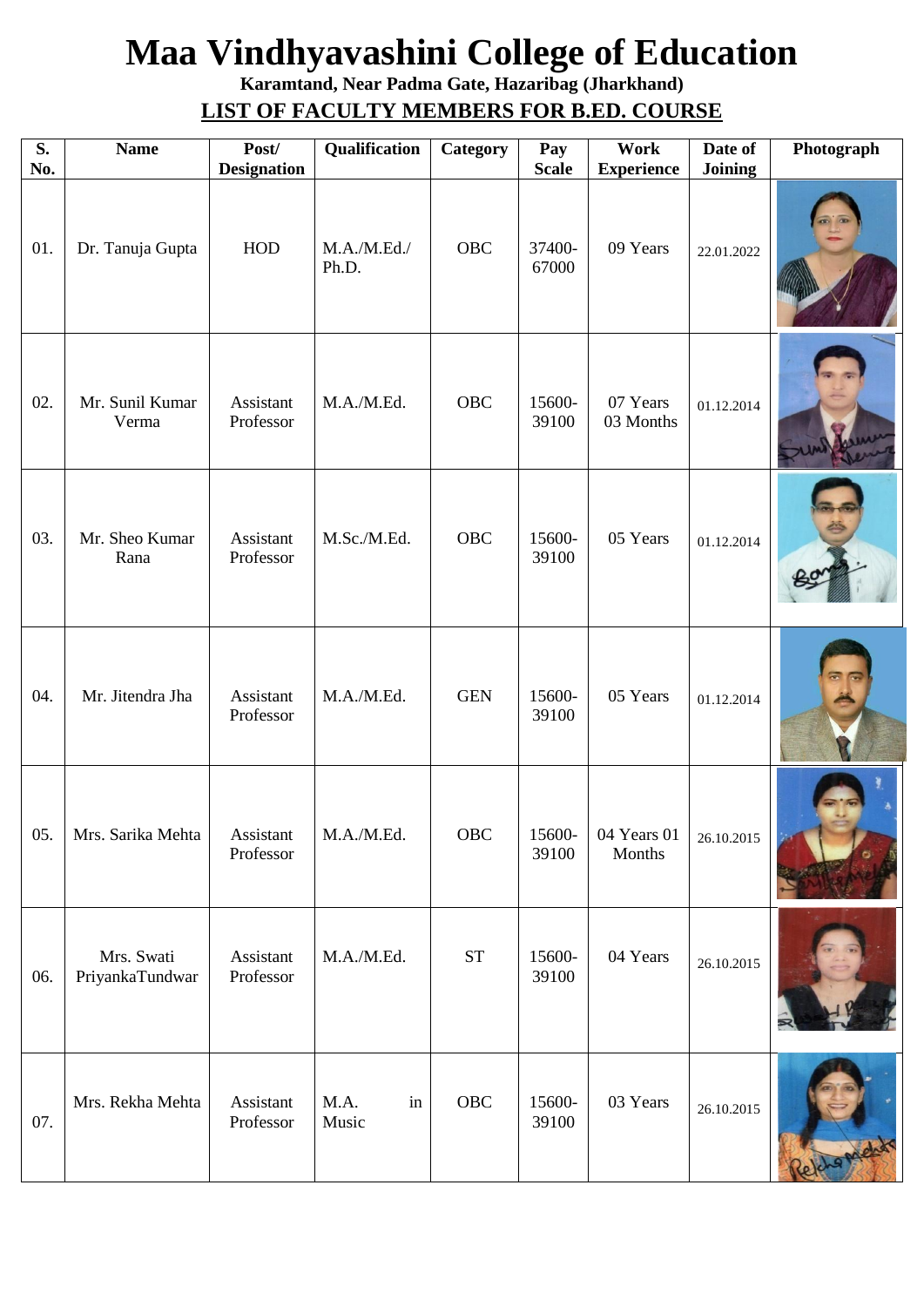# Maa Vindhyavashini College of Education

**Karamtand, Near Padma Gate, Hazaribag (Jharkhand)**

**LIST OF FACULTY MEMBERS FOR B.ED. COURSE**

| S. No. | Name | Post/ Designation | Qualification | Category | Pay Scale | Work Experience | Date of Joining | Photograph |
|---|---|---|---|---|---|---|---|---|
| 01. | Dr. Tanuja Gupta | HOD | M.A./M.Ed./ Ph.D. | OBC | 37400-67000 | 09 Years | 22.01.2022 | |
| 02. | Mr. Sunil Kumar Verma | Assistant Professor | M.A./M.Ed. | OBC | 15600-39100 | 07 Years 03 Months | 01.12.2014 | |
| 03. | Mr. Sheo Kumar Rana | Assistant Professor | M.Sc./M.Ed. | OBC | 15600-39100 | 05 Years | 01.12.2014 | |
| 04. | Mr. Jitendra Jha | Assistant Professor | M.A./M.Ed. | GEN | 15600-39100 | 05 Years | 01.12.2014 | |
| 05. | Mrs. Sarika Mehta | Assistant Professor | M.A./M.Ed. | OBC | 15600-39100 | 04 Years 01 Months | 26.10.2015 | |
| 06. | Mrs. Swati PriyankaTundwar | Assistant Professor | M.A./M.Ed. | ST | 15600-39100 | 04 Years | 26.10.2015 | |
| 07. | Mrs. Rekha Mehta | Assistant Professor | M.A. in Music | OBC | 15600-39100 | 03 Years | 26.10.2015 | |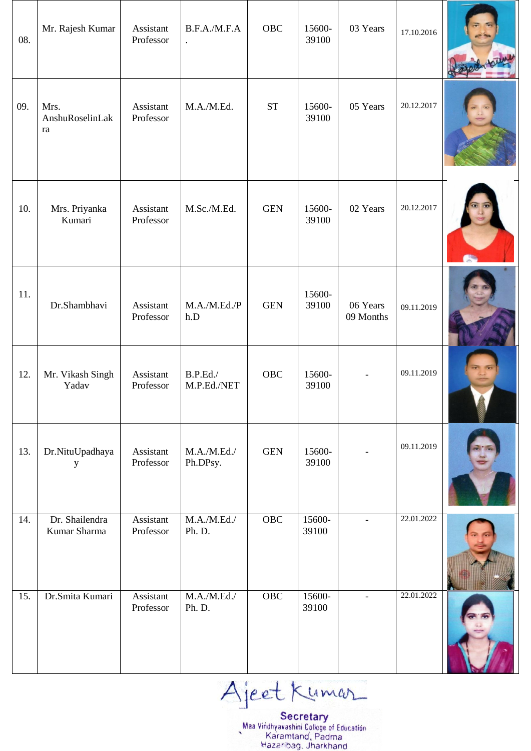| | | | | | | | | |
|---|---|---|---|---|---|---|---|---|
| 08. | Mr. Rajesh Kumar | Assistant Professor | B.F.A./M.F.A. | OBC | 15600-39100 | 03 Years | 17.10.2016 | |
| 09. | Mrs. AnshuRoselinLakra | Assistant Professor | M.A./M.Ed. | ST | 15600-39100 | 05 Years | 20.12.2017 | |
| 10. | Mrs. Priyanka Kumari | Assistant Professor | M.Sc./M.Ed. | GEN | 15600-39100 | 02 Years | 20.12.2017 | |
| 11. | Dr.Shambhavi | Assistant Professor | M.A./M.Ed./Ph.D | GEN | 15600-39100 | 06 Years 09 Months | 09.11.2019 | |
| 12. | Mr. Vikash Singh Yadav | Assistant Professor | B.P.Ed./ M.P.Ed./NET | OBC | 15600-39100 | - | 09.11.2019 | |
| 13. | Dr.NituUpadhyay | Assistant Professor | M.A./M.Ed./ Ph.DPsy. | GEN | 15600-39100 | - | 09.11.2019 | |
| 14. | Dr. Shailendra Kumar Sharma | Assistant Professor | M.A./M.Ed./ Ph. D. | OBC | 15600-39100 | - | 22.01.2022 | |
| 15. | Dr.Smita Kumari | Assistant Professor | M.A./M.Ed./ Ph. D. | OBC | 15600-39100 | - | 22.01.2022 | |

Ajeet Kumar

Secretary
Maa Vindhyavashini College of Education
Karamtand, Padma
Hazaribag, Jharkhand